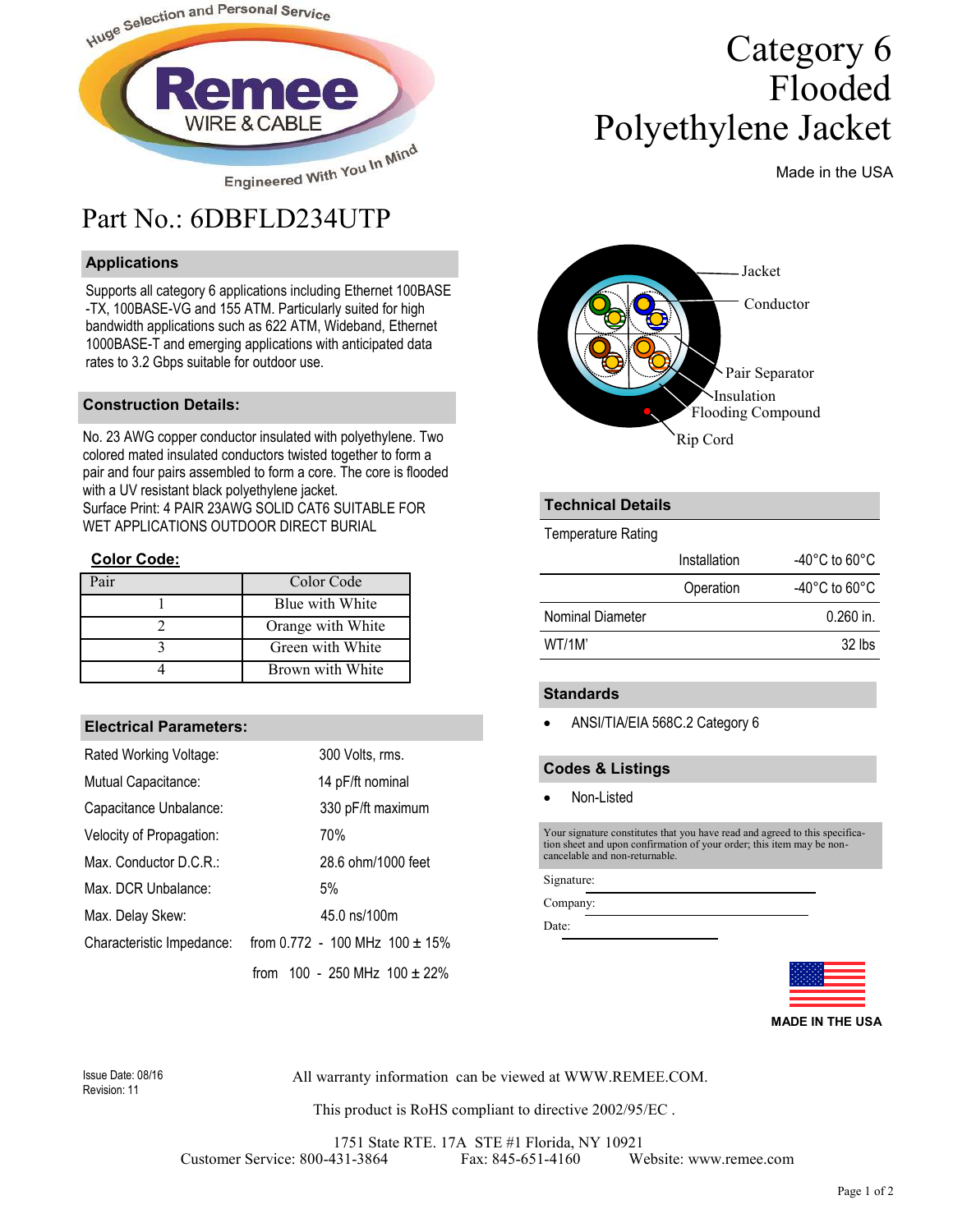Huge Selection and Personal Service

**Remee**
WIRE & CABLE

Engineered With You In Mind

# Category 6 Flooded Polyethylene Jacket

Made in the USA

## Part No.: 6DBFLD234UTP

### Applications

Supports all category 6 applications including Ethernet 100BASE-TX, 100BASE-VG and 155 ATM. Particularly suited for high bandwidth applications such as 622 ATM, Wideband, Ethernet 1000BASE-T and emerging applications with anticipated data rates to 3.2 Gbps suitable for outdoor use.

### Construction Details:

No. 23 AWG copper conductor insulated with polyethylene. Two colored mated insulated conductors twisted together to form a pair and four pairs assembled to form a core. The core is flooded with a UV resistant black polyethylene jacket.
Surface Print: 4 PAIR 23AWG SOLID CAT6 SUITABLE FOR WET APPLICATIONS OUTDOOR DIRECT BURIAL

**Color Code:**

| Pair | Color Code |
|---|---|
| 1 | Blue with White |
| 2 | Orange with White |
| 3 | Green with White |
| 4 | Brown with White |

### Electrical Parameters:

| | |
|---|---|
| Rated Working Voltage: | 300 Volts, rms. |
| Mutual Capacitance: | 14 pF/ft nominal |
| Capacitance Unbalance: | 330 pF/ft maximum |
| Velocity of Propagation: | 70% |
| Max. Conductor D.C.R.: | 28.6 ohm/1000 feet |
| Max. DCR Unbalance: | 5% |
| Max. Delay Skew: | 45.0 ns/100m |
| Characteristic Impedance: | from 0.772 - 100 MHz 100 ± 15% |
| | from 100 - 250 MHz 100 ± 22% |

Jacket
Conductor
Pair Separator
Insulation
Flooding Compound
Rip Cord

### Technical Details

| Temperature Rating | | |
|---|---|---|
| | Installation | -40°C to 60°C |
| | Operation | -40°C to 60°C |
| Nominal Diameter | | 0.260 in. |
| WT/1M' | | 32 lbs |

### Standards

- ANSI/TIA/EIA 568C.2 Category 6

### Codes & Listings

- Non-Listed

Your signature constitutes that you have read and agreed to this specification sheet and upon confirmation of your order; this item may be non-cancelable and non-returnable.

Signature: \_\_\_\_\_\_\_\_\_\_\_\_\_\_\_\_

Company: \_\_\_\_\_\_\_\_\_\_\_\_\_\_\_\_

Date: \_\_\_\_\_\_\_\_\_\_\_\_\_\_\_\_

MADE IN THE USA

Issue Date: 08/16
Revision: 11

All warranty information can be viewed at WWW.REMEE.COM.

This product is RoHS compliant to directive 2002/95/EC .

1751 State RTE. 17A STE #1 Florida, NY 10921
Customer Service: 800-431-3864 Fax: 845-651-4160 Website: www.remee.com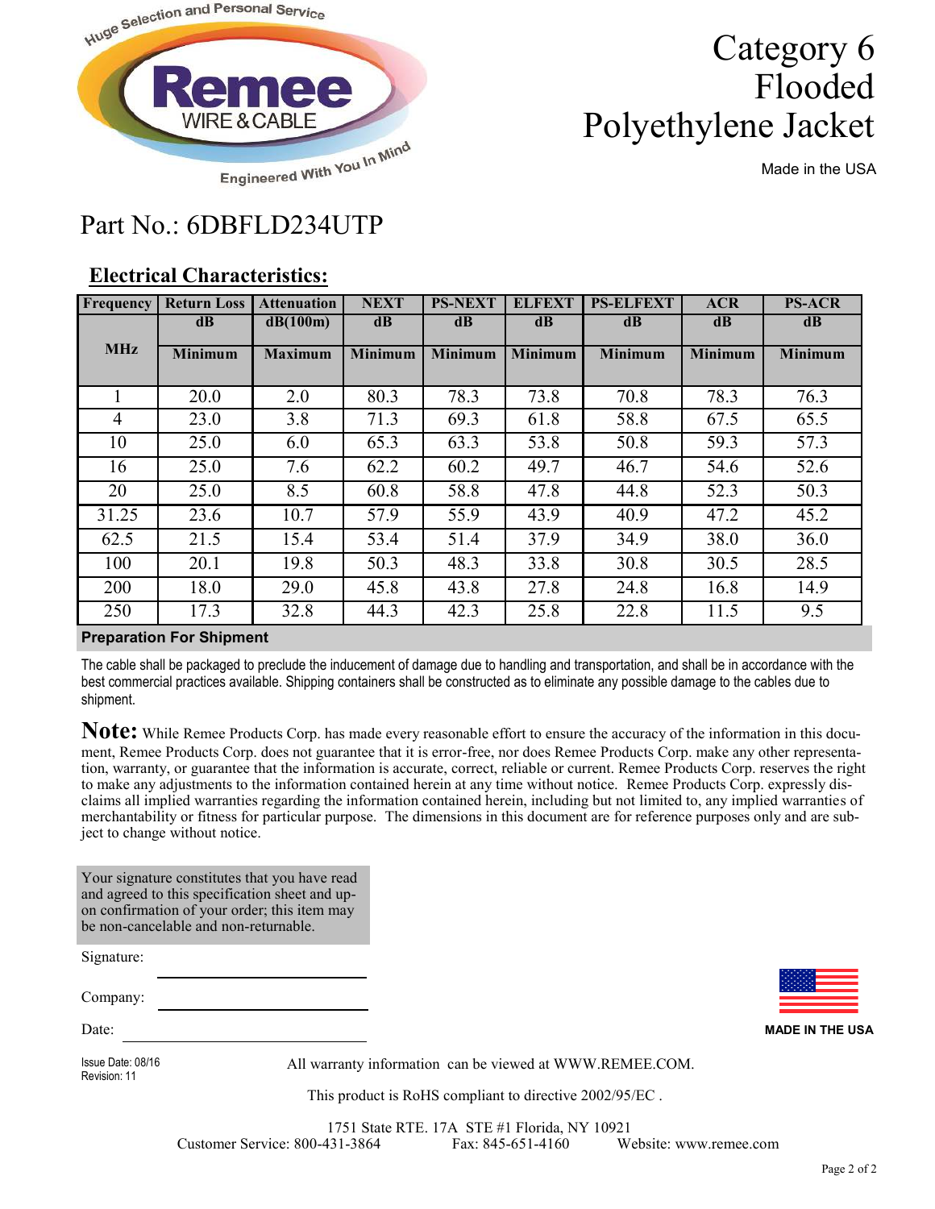Huge Selection and Personal Service

Remee WIRE & CABLE

Engineered With You In Mind

# Category 6 Flooded Polyethylene Jacket

Made in the USA

## Part No.: 6DBFLD234UTP

### Electrical Characteristics:

| Frequency | Return Loss | Attenuation | NEXT | PS-NEXT | ELFEXT | PS-ELFEXT | ACR | PS-ACR |
|---|---|---|---|---|---|---|---|---|
| MHz | dB | dB(100m) | dB | dB | dB | dB | dB | dB |
| | Minimum | Maximum | Minimum | Minimum | Minimum | Minimum | Minimum | Minimum |
| 1 | 20.0 | 2.0 | 80.3 | 78.3 | 73.8 | 70.8 | 78.3 | 76.3 |
| 4 | 23.0 | 3.8 | 71.3 | 69.3 | 61.8 | 58.8 | 67.5 | 65.5 |
| 10 | 25.0 | 6.0 | 65.3 | 63.3 | 53.8 | 50.8 | 59.3 | 57.3 |
| 16 | 25.0 | 7.6 | 62.2 | 60.2 | 49.7 | 46.7 | 54.6 | 52.6 |
| 20 | 25.0 | 8.5 | 60.8 | 58.8 | 47.8 | 44.8 | 52.3 | 50.3 |
| 31.25 | 23.6 | 10.7 | 57.9 | 55.9 | 43.9 | 40.9 | 47.2 | 45.2 |
| 62.5 | 21.5 | 15.4 | 53.4 | 51.4 | 37.9 | 34.9 | 38.0 | 36.0 |
| 100 | 20.1 | 19.8 | 50.3 | 48.3 | 33.8 | 30.8 | 30.5 | 28.5 |
| 200 | 18.0 | 29.0 | 45.8 | 43.8 | 27.8 | 24.8 | 16.8 | 14.9 |
| 250 | 17.3 | 32.8 | 44.3 | 42.3 | 25.8 | 22.8 | 11.5 | 9.5 |

**Preparation For Shipment**

The cable shall be packaged to preclude the inducement of damage due to handling and transportation, and shall be in accordance with the best commercial practices available. Shipping containers shall be constructed as to eliminate any possible damage to the cables due to shipment.

**Note:** While Remee Products Corp. has made every reasonable effort to ensure the accuracy of the information in this document, Remee Products Corp. does not guarantee that it is error-free, nor does Remee Products Corp. make any other representation, warranty, or guarantee that the information is accurate, correct, reliable or current. Remee Products Corp. reserves the right to make any adjustments to the information contained herein at any time without notice. Remee Products Corp. expressly disclaims all implied warranties regarding the information contained herein, including but not limited to, any implied warranties of merchantability or fitness for particular purpose. The dimensions in this document are for reference purposes only and are subject to change without notice.

Your signature constitutes that you have read and agreed to this specification sheet and upon confirmation of your order; this item may be non-cancelable and non-returnable.

Signature: ____________________

Company: ____________________

Date: ____________________

MADE IN THE USA

Issue Date: 08/16
Revision: 11

All warranty information can be viewed at WWW.REMEE.COM.

This product is RoHS compliant to directive 2002/95/EC .

1751 State RTE. 17A STE #1 Florida, NY 10921
Customer Service: 800-431-3864 Fax: 845-651-4160 Website: www.remee.com